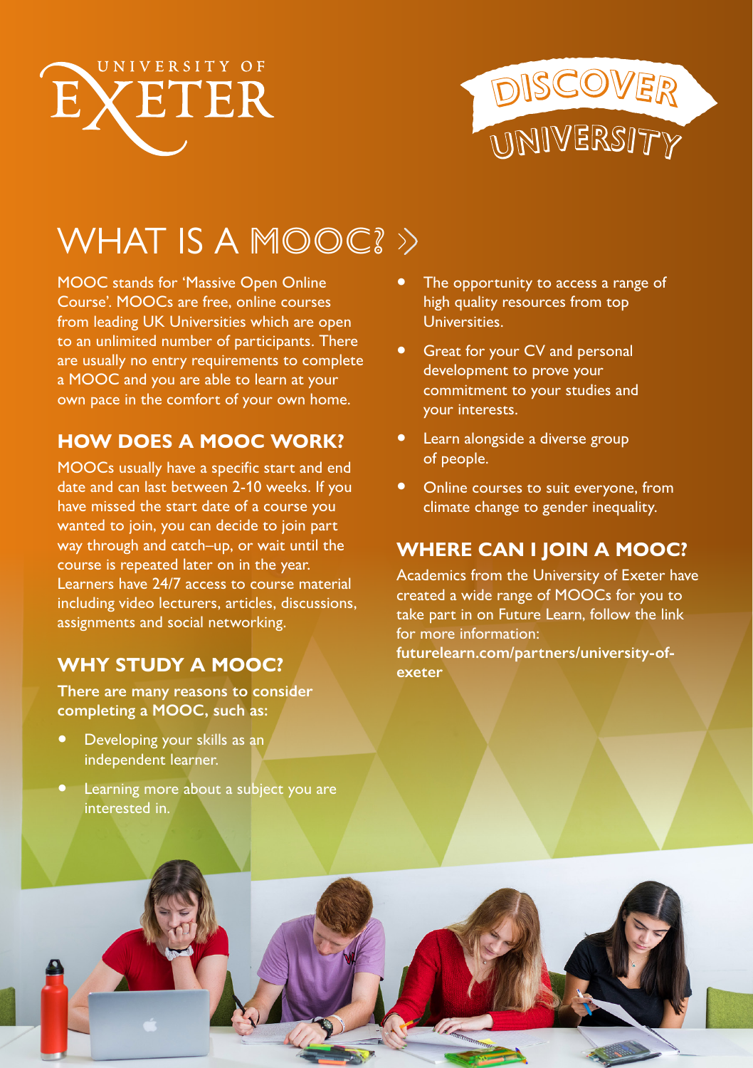UNIVERSITY OF EXETER

DISCOVER UNIVERSITY

# WHAT IS A MOOC?

MOOC stands for 'Massive Open Online Course'. MOOCs are free, online courses from leading UK Universities which are open to an unlimited number of participants. There are usually no entry requirements to complete a MOOC and you are able to learn at your own pace in the comfort of your own home.

## HOW DOES A MOOC WORK?

MOOCs usually have a specific start and end date and can last between 2-10 weeks. If you have missed the start date of a course you wanted to join, you can decide to join part way through and catch–up, or wait until the course is repeated later on in the year. Learners have 24/7 access to course material including video lecturers, articles, discussions, assignments and social networking.

## WHY STUDY A MOOC?

**There are many reasons to consider completing a MOOC, such as:**

- Developing your skills as an independent learner.
- Learning more about a subject you are interested in.
- The opportunity to access a range of high quality resources from top Universities.
- Great for your CV and personal development to prove your commitment to your studies and your interests.
- Learn alongside a diverse group of people.
- Online courses to suit everyone, from climate change to gender inequality.

## WHERE CAN I JOIN A MOOC?

Academics from the University of Exeter have created a wide range of MOOCs for you to take part in on Future Learn, follow the link for more information:
**futurelearn.com/partners/university-of-exeter**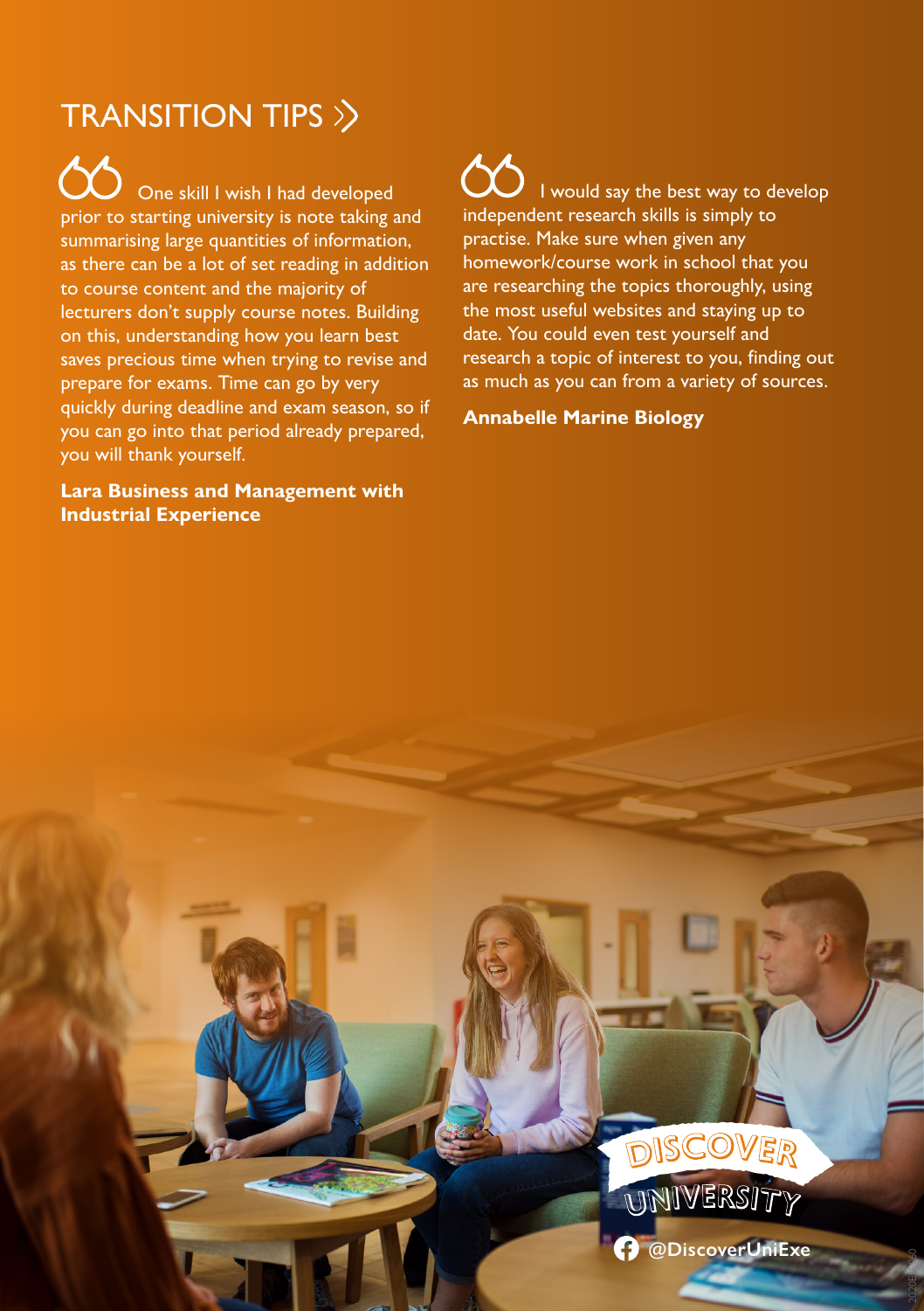# TRANSITION TIPS

One skill I wish I had developed prior to starting university is note taking and summarising large quantities of information, as there can be a lot of set reading in addition to course content and the majority of lecturers don't supply course notes. Building on this, understanding how you learn best saves precious time when trying to revise and prepare for exams. Time can go by very quickly during deadline and exam season, so if you can go into that period already prepared, you will thank yourself.

**Lara Business and Management with Industrial Experience**

I would say the best way to develop independent research skills is simply to practise. Make sure when given any homework/course work in school that you are researching the topics thoroughly, using the most useful websites and staying up to date. You could even test yourself and research a topic of interest to you, finding out as much as you can from a variety of sources.

**Annabelle Marine Biology**

DISCOVER UNIVERSITY

@DiscoverUniExe